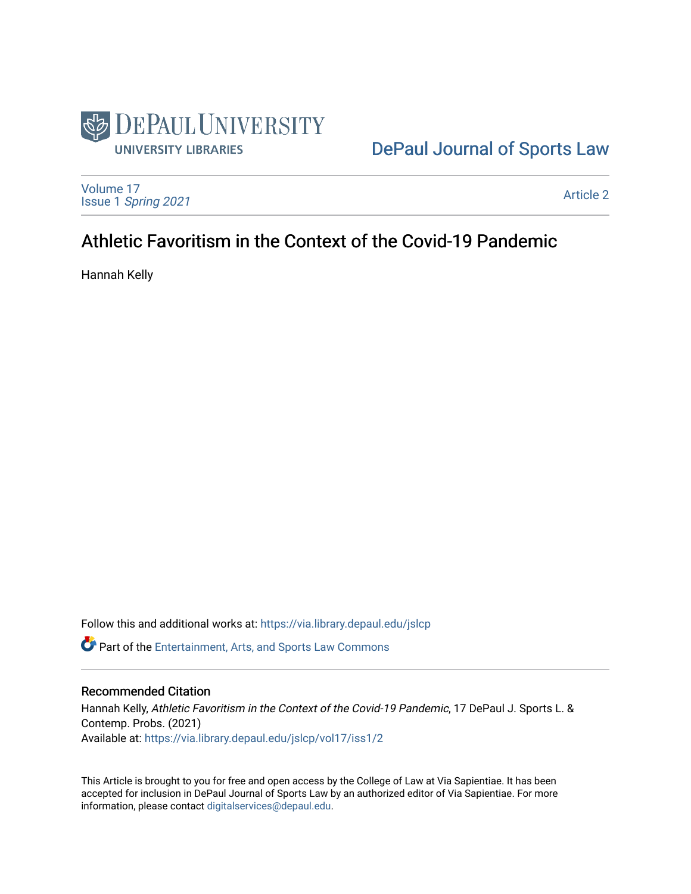DePaul University Libraries

DePaul Journal of Sports Law

Volume 17
Issue 1 *Spring 2021*

Article 2

# Athletic Favoritism in the Context of the Covid-19 Pandemic

Hannah Kelly

Follow this and additional works at: https://via.library.depaul.edu/jslcp

Part of the Entertainment, Arts, and Sports Law Commons

## Recommended Citation

Hannah Kelly, *Athletic Favoritism in the Context of the Covid-19 Pandemic*, 17 DePaul J. Sports L. & Contemp. Probs. (2021)
Available at: https://via.library.depaul.edu/jslcp/vol17/iss1/2

This Article is brought to you for free and open access by the College of Law at Via Sapientiae. It has been accepted for inclusion in DePaul Journal of Sports Law by an authorized editor of Via Sapientiae. For more information, please contact digitalservices@depaul.edu.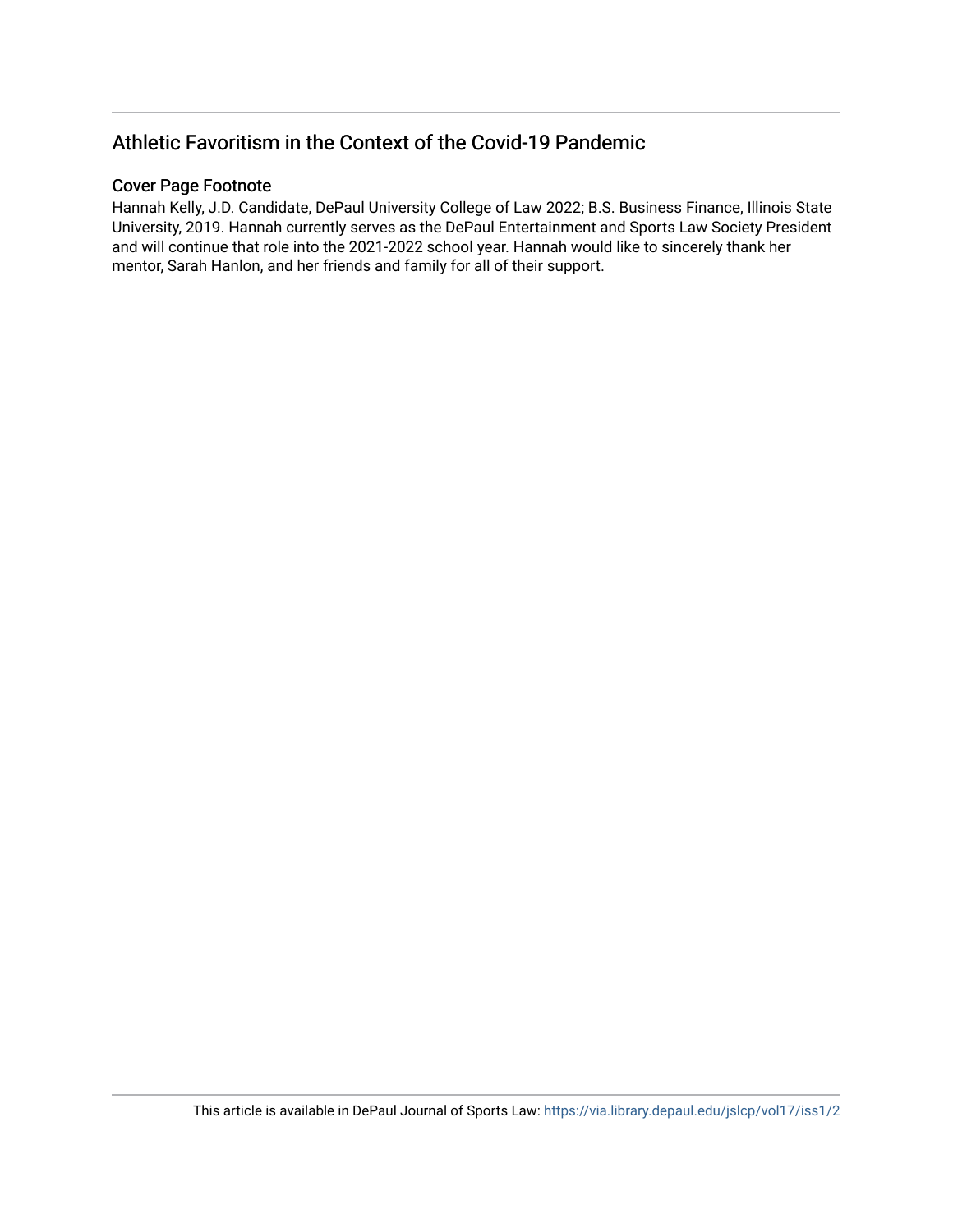# Athletic Favoritism in the Context of the Covid-19 Pandemic

## Cover Page Footnote

Hannah Kelly, J.D. Candidate, DePaul University College of Law 2022; B.S. Business Finance, Illinois State University, 2019. Hannah currently serves as the DePaul Entertainment and Sports Law Society President and will continue that role into the 2021-2022 school year. Hannah would like to sincerely thank her mentor, Sarah Hanlon, and her friends and family for all of their support.

This article is available in DePaul Journal of Sports Law: https://via.library.depaul.edu/jslcp/vol17/iss1/2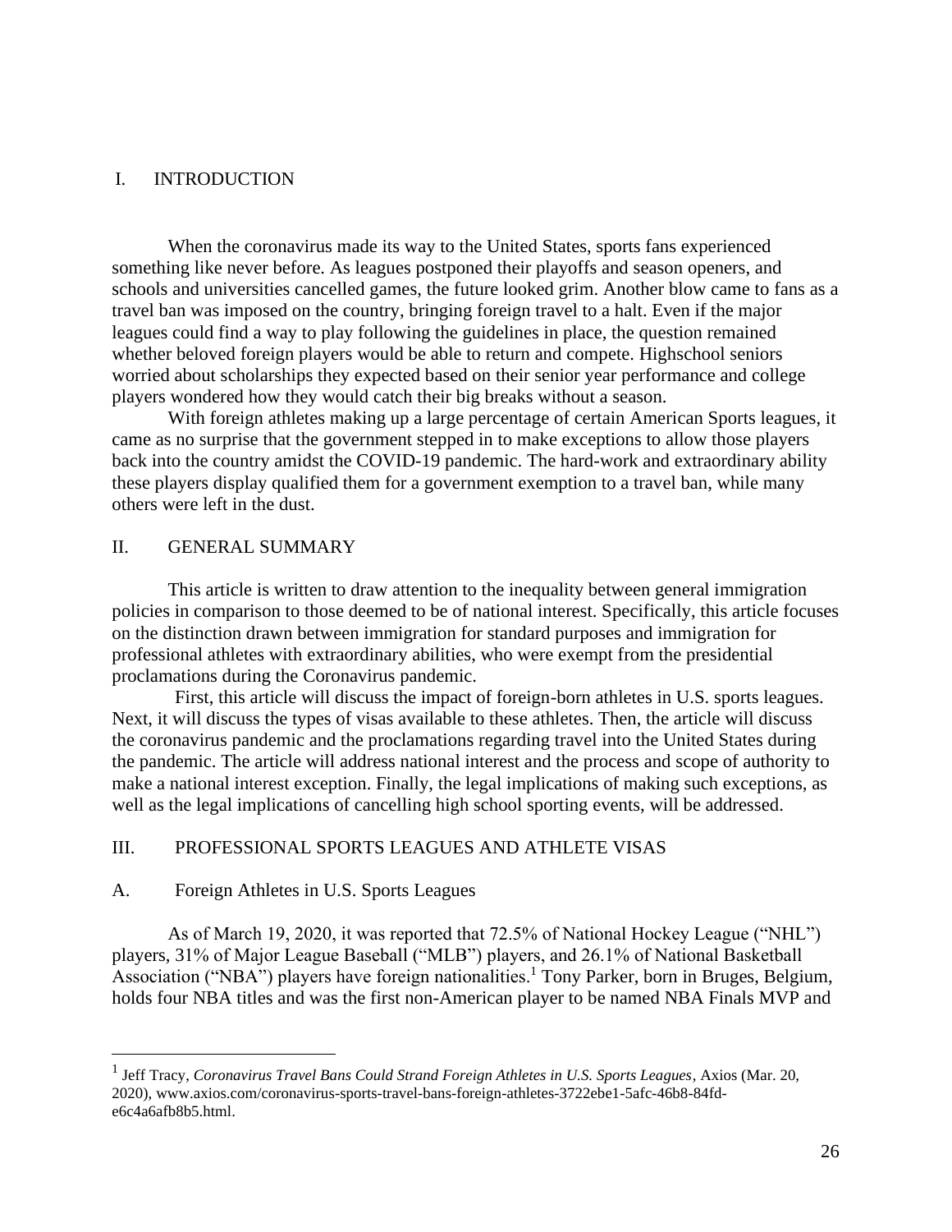## I. INTRODUCTION

When the coronavirus made its way to the United States, sports fans experienced something like never before. As leagues postponed their playoffs and season openers, and schools and universities cancelled games, the future looked grim. Another blow came to fans as a travel ban was imposed on the country, bringing foreign travel to a halt. Even if the major leagues could find a way to play following the guidelines in place, the question remained whether beloved foreign players would be able to return and compete. Highschool seniors worried about scholarships they expected based on their senior year performance and college players wondered how they would catch their big breaks without a season.

With foreign athletes making up a large percentage of certain American Sports leagues, it came as no surprise that the government stepped in to make exceptions to allow those players back into the country amidst the COVID-19 pandemic. The hard-work and extraordinary ability these players display qualified them for a government exemption to a travel ban, while many others were left in the dust.

## II. GENERAL SUMMARY

This article is written to draw attention to the inequality between general immigration policies in comparison to those deemed to be of national interest. Specifically, this article focuses on the distinction drawn between immigration for standard purposes and immigration for professional athletes with extraordinary abilities, who were exempt from the presidential proclamations during the Coronavirus pandemic.

First, this article will discuss the impact of foreign-born athletes in U.S. sports leagues. Next, it will discuss the types of visas available to these athletes. Then, the article will discuss the coronavirus pandemic and the proclamations regarding travel into the United States during the pandemic. The article will address national interest and the process and scope of authority to make a national interest exception. Finally, the legal implications of making such exceptions, as well as the legal implications of cancelling high school sporting events, will be addressed.

## III. PROFESSIONAL SPORTS LEAGUES AND ATHLETE VISAS

### A. Foreign Athletes in U.S. Sports Leagues

As of March 19, 2020, it was reported that 72.5% of National Hockey League ("NHL") players, 31% of Major League Baseball ("MLB") players, and 26.1% of National Basketball Association ("NBA") players have foreign nationalities.[1] Tony Parker, born in Bruges, Belgium, holds four NBA titles and was the first non-American player to be named NBA Finals MVP and

---

[1] Jeff Tracy, *Coronavirus Travel Bans Could Strand Foreign Athletes in U.S. Sports Leagues*, Axios (Mar. 20, 2020), www.axios.com/coronavirus-sports-travel-bans-foreign-athletes-3722ebe1-5afc-46b8-84fd-e6c4a6afb8b5.html.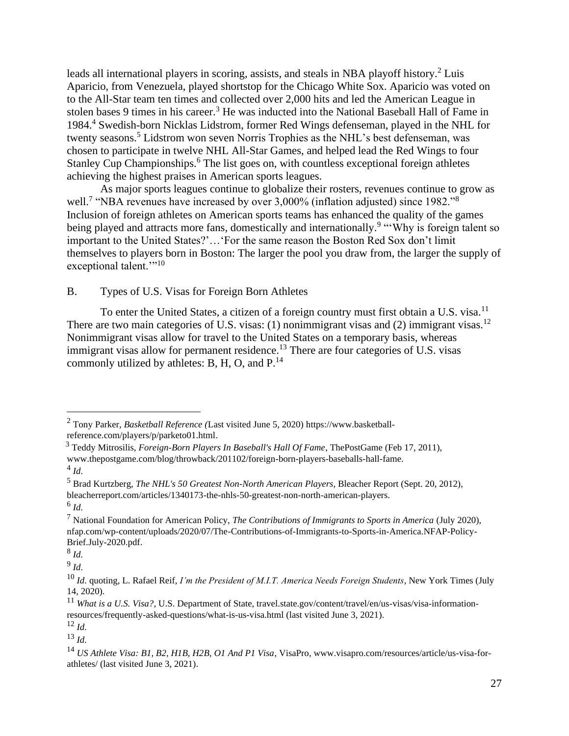leads all international players in scoring, assists, and steals in NBA playoff history.[2] Luis Aparicio, from Venezuela, played shortstop for the Chicago White Sox. Aparicio was voted on to the All-Star team ten times and collected over 2,000 hits and led the American League in stolen bases 9 times in his career.[3] He was inducted into the National Baseball Hall of Fame in 1984.[4] Swedish-born Nicklas Lidstrom, former Red Wings defenseman, played in the NHL for twenty seasons.[5] Lidstrom won seven Norris Trophies as the NHL's best defenseman, was chosen to participate in twelve NHL All-Star Games, and helped lead the Red Wings to four Stanley Cup Championships.[6] The list goes on, with countless exceptional foreign athletes achieving the highest praises in American sports leagues.

As major sports leagues continue to globalize their rosters, revenues continue to grow as well.[7] "NBA revenues have increased by over 3,000% (inflation adjusted) since 1982."[8] Inclusion of foreign athletes on American sports teams has enhanced the quality of the games being played and attracts more fans, domestically and internationally.[9] "'Why is foreign talent so important to the United States?'…'For the same reason the Boston Red Sox don't limit themselves to players born in Boston: The larger the pool you draw from, the larger the supply of exceptional talent.'"[10]

## B. Types of U.S. Visas for Foreign Born Athletes

To enter the United States, a citizen of a foreign country must first obtain a U.S. visa.[11] There are two main categories of U.S. visas: (1) nonimmigrant visas and (2) immigrant visas.[12] Nonimmigrant visas allow for travel to the United States on a temporary basis, whereas immigrant visas allow for permanent residence.[13] There are four categories of U.S. visas commonly utilized by athletes: B, H, O, and P.[14]

---

[2] Tony Parker, *Basketball Reference (*Last visited June 5, 2020) https://www.basketball-reference.com/players/p/parketo01.html.

[3] Teddy Mitrosilis, *Foreign-Born Players In Baseball's Hall Of Fame*, ThePostGame (Feb 17, 2011), www.thepostgame.com/blog/throwback/201102/foreign-born-players-baseballs-hall-fame.

[4] *Id.*

[5] Brad Kurtzberg, *The NHL's 50 Greatest Non-North American Players*, Bleacher Report (Sept. 20, 2012), bleacherreport.com/articles/1340173-the-nhls-50-greatest-non-north-american-players.

[6] *Id.*

[7] National Foundation for American Policy, *The Contributions of Immigrants to Sports in America* (July 2020), nfap.com/wp-content/uploads/2020/07/The-Contributions-of-Immigrants-to-Sports-in-America.NFAP-Policy-Brief.July-2020.pdf.

[8] *Id.*

[9] *Id.*

[10] *Id.* quoting, L. Rafael Reif, *I'm the President of M.I.T. America Needs Foreign Students*, New York Times (July 14, 2020).

[11] *What is a U.S. Visa?*, U.S. Department of State, travel.state.gov/content/travel/en/us-visas/visa-information-resources/frequently-asked-questions/what-is-us-visa.html (last visited June 3, 2021).

[12] *Id.*

[13] *Id.*

[14] *US Athlete Visa: B1, B2, H1B, H2B, O1 And P1 Visa*, VisaPro, www.visapro.com/resources/article/us-visa-for-athletes/ (last visited June 3, 2021).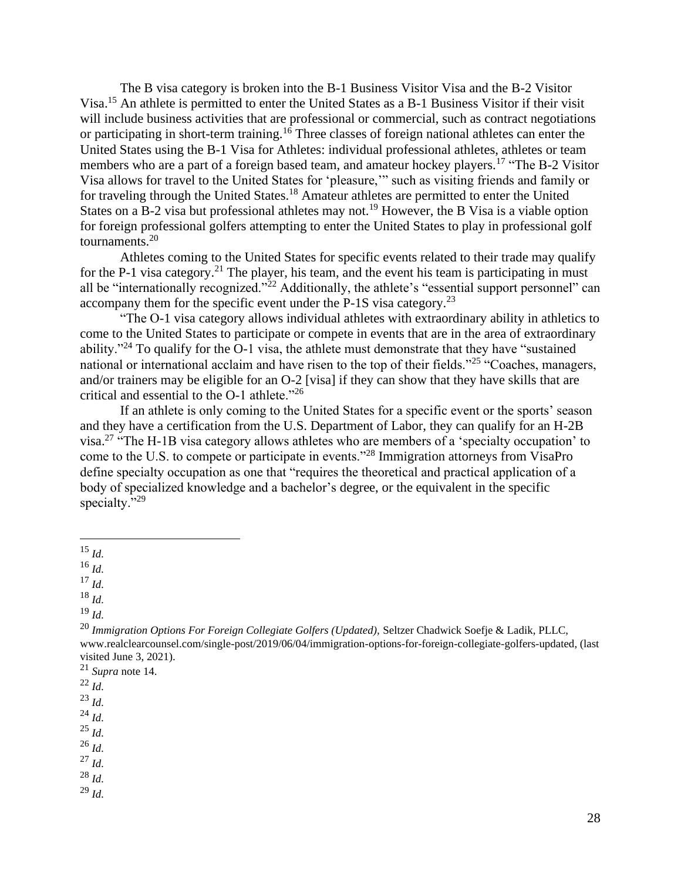The B visa category is broken into the B-1 Business Visitor Visa and the B-2 Visitor Visa.[15] An athlete is permitted to enter the United States as a B-1 Business Visitor if their visit will include business activities that are professional or commercial, such as contract negotiations or participating in short-term training.[16] Three classes of foreign national athletes can enter the United States using the B-1 Visa for Athletes: individual professional athletes, athletes or team members who are a part of a foreign based team, and amateur hockey players.[17] "The B-2 Visitor Visa allows for travel to the United States for 'pleasure,'" such as visiting friends and family or for traveling through the United States.[18] Amateur athletes are permitted to enter the United States on a B-2 visa but professional athletes may not.[19] However, the B Visa is a viable option for foreign professional golfers attempting to enter the United States to play in professional golf tournaments.[20]

Athletes coming to the United States for specific events related to their trade may qualify for the P-1 visa category.[21] The player, his team, and the event his team is participating in must all be "internationally recognized."[22] Additionally, the athlete's "essential support personnel" can accompany them for the specific event under the P-1S visa category.[23]

"The O-1 visa category allows individual athletes with extraordinary ability in athletics to come to the United States to participate or compete in events that are in the area of extraordinary ability."[24] To qualify for the O-1 visa, the athlete must demonstrate that they have "sustained national or international acclaim and have risen to the top of their fields."[25] "Coaches, managers, and/or trainers may be eligible for an O-2 [visa] if they can show that they have skills that are critical and essential to the O-1 athlete."[26]

If an athlete is only coming to the United States for a specific event or the sports' season and they have a certification from the U.S. Department of Labor, they can qualify for an H-2B visa.[27] "The H-1B visa category allows athletes who are members of a 'specialty occupation' to come to the U.S. to compete or participate in events."[28] Immigration attorneys from VisaPro define specialty occupation as one that "requires the theoretical and practical application of a body of specialized knowledge and a bachelor's degree, or the equivalent in the specific specialty."[29]

---

[15] *Id.*

[16] *Id.*

[17] *Id.*

[18] *Id.*

[19] *Id.*

[20] *Immigration Options For Foreign Collegiate Golfers (Updated)*, Seltzer Chadwick Soefje & Ladik, PLLC, www.realclearcounsel.com/single-post/2019/06/04/immigration-options-for-foreign-collegiate-golfers-updated, (last visited June 3, 2021).

[21] *Supra* note 14.

[22] *Id.*

[23] *Id.*

[24] *Id.*

[25] *Id.*

[26] *Id.*

[27] *Id.*

[28] *Id.*

[29] *Id.*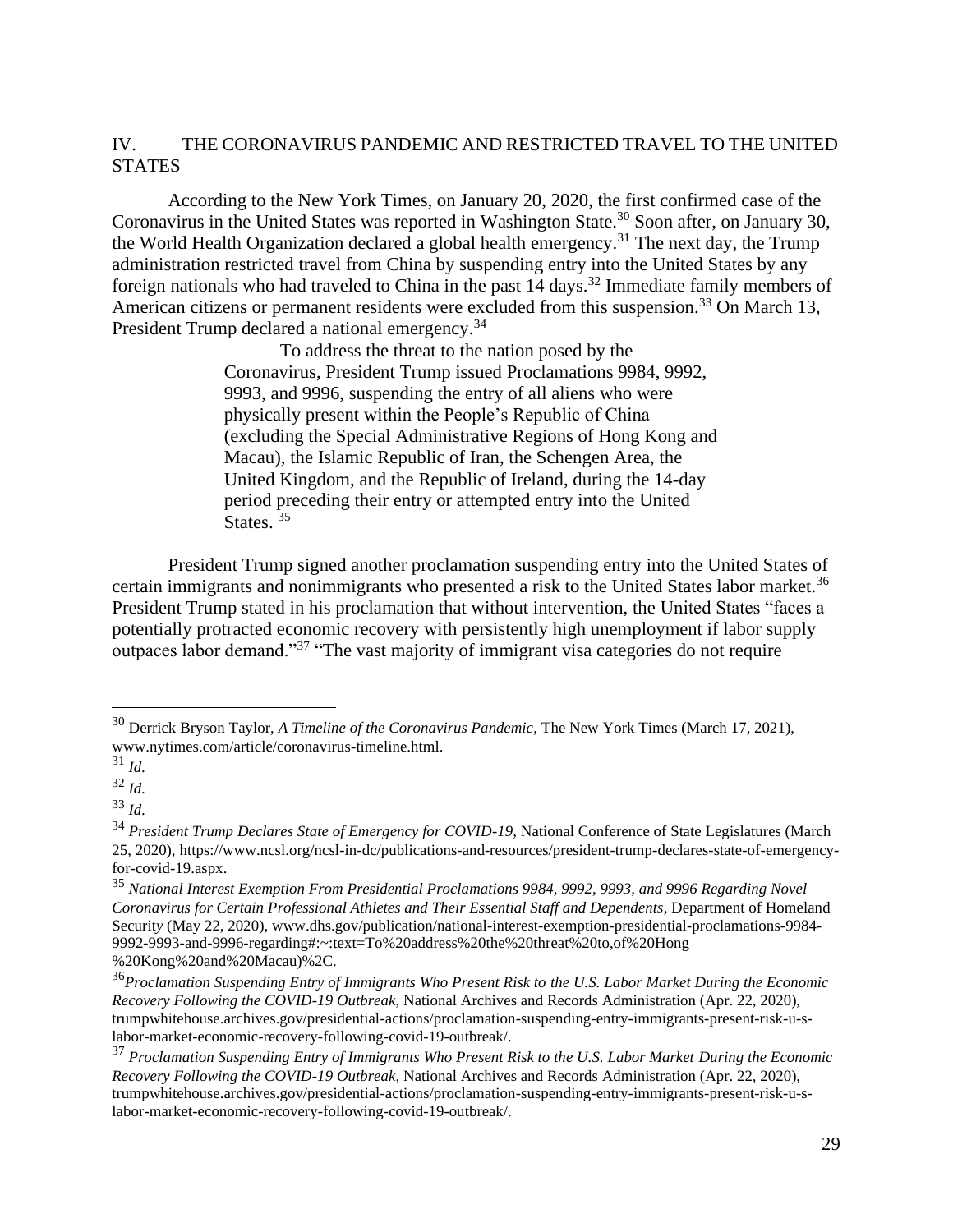## IV. THE CORONAVIRUS PANDEMIC AND RESTRICTED TRAVEL TO THE UNITED STATES

According to the New York Times, on January 20, 2020, the first confirmed case of the Coronavirus in the United States was reported in Washington State.[30] Soon after, on January 30, the World Health Organization declared a global health emergency.[31] The next day, the Trump administration restricted travel from China by suspending entry into the United States by any foreign nationals who had traveled to China in the past 14 days.[32] Immediate family members of American citizens or permanent residents were excluded from this suspension.[33] On March 13, President Trump declared a national emergency.[34]

> To address the threat to the nation posed by the Coronavirus, President Trump issued Proclamations 9984, 9992, 9993, and 9996, suspending the entry of all aliens who were physically present within the People's Republic of China (excluding the Special Administrative Regions of Hong Kong and Macau), the Islamic Republic of Iran, the Schengen Area, the United Kingdom, and the Republic of Ireland, during the 14-day period preceding their entry or attempted entry into the United States. [35]

President Trump signed another proclamation suspending entry into the United States of certain immigrants and nonimmigrants who presented a risk to the United States labor market.[36] President Trump stated in his proclamation that without intervention, the United States "faces a potentially protracted economic recovery with persistently high unemployment if labor supply outpaces labor demand."[37] "The vast majority of immigrant visa categories do not require

---

[30] Derrick Bryson Taylor, *A Timeline of the Coronavirus Pandemic*, The New York Times (March 17, 2021), www.nytimes.com/article/coronavirus-timeline.html.

[31] *Id.*

[32] *Id.*

[33] *Id.*

[34] *President Trump Declares State of Emergency for COVID-19*, National Conference of State Legislatures (March 25, 2020), https://www.ncsl.org/ncsl-in-dc/publications-and-resources/president-trump-declares-state-of-emergency-for-covid-19.aspx.

[35] *National Interest Exemption From Presidential Proclamations 9984, 9992, 9993, and 9996 Regarding Novel Coronavirus for Certain Professional Athletes and Their Essential Staff and Dependents*, Department of Homeland Security (May 22, 2020), www.dhs.gov/publication/national-interest-exemption-presidential-proclamations-9984-9992-9993-and-9996-regarding#:~:text=To%20address%20the%20threat%20to,of%20Hong%20Kong%20and%20Macau)%2C.

[36] *Proclamation Suspending Entry of Immigrants Who Present Risk to the U.S. Labor Market During the Economic Recovery Following the COVID-19 Outbreak*, National Archives and Records Administration (Apr. 22, 2020), trumpwhitehouse.archives.gov/presidential-actions/proclamation-suspending-entry-immigrants-present-risk-u-s-labor-market-economic-recovery-following-covid-19-outbreak/.

[37] *Proclamation Suspending Entry of Immigrants Who Present Risk to the U.S. Labor Market During the Economic Recovery Following the COVID-19 Outbreak*, National Archives and Records Administration (Apr. 22, 2020), trumpwhitehouse.archives.gov/presidential-actions/proclamation-suspending-entry-immigrants-present-risk-u-s-labor-market-economic-recovery-following-covid-19-outbreak/.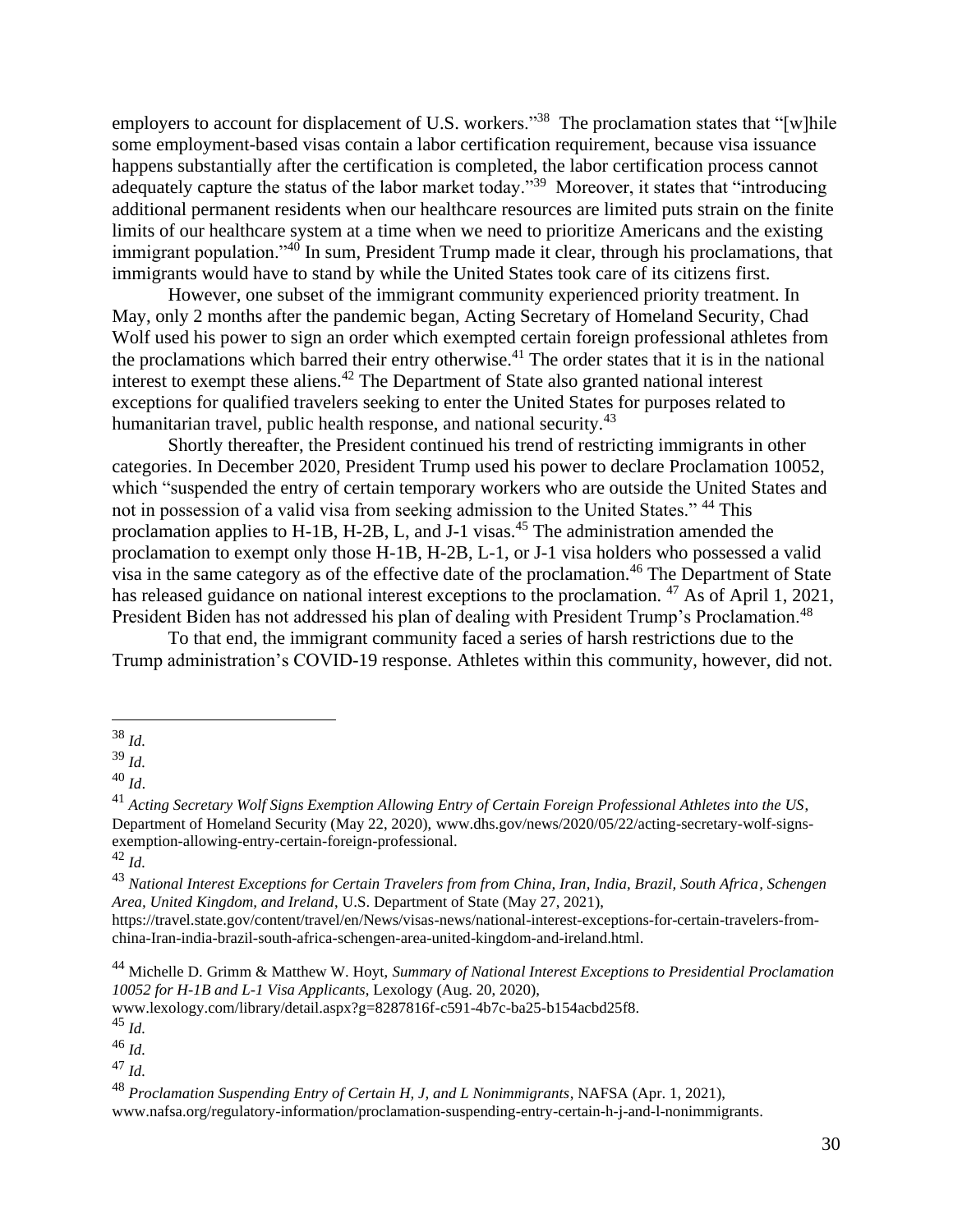employers to account for displacement of U.S. workers."[38] The proclamation states that "[w]hile some employment-based visas contain a labor certification requirement, because visa issuance happens substantially after the certification is completed, the labor certification process cannot adequately capture the status of the labor market today."[39] Moreover, it states that "introducing additional permanent residents when our healthcare resources are limited puts strain on the finite limits of our healthcare system at a time when we need to prioritize Americans and the existing immigrant population."[40] In sum, President Trump made it clear, through his proclamations, that immigrants would have to stand by while the United States took care of its citizens first.

However, one subset of the immigrant community experienced priority treatment. In May, only 2 months after the pandemic began, Acting Secretary of Homeland Security, Chad Wolf used his power to sign an order which exempted certain foreign professional athletes from the proclamations which barred their entry otherwise.[41] The order states that it is in the national interest to exempt these aliens.[42] The Department of State also granted national interest exceptions for qualified travelers seeking to enter the United States for purposes related to humanitarian travel, public health response, and national security.[43]

Shortly thereafter, the President continued his trend of restricting immigrants in other categories. In December 2020, President Trump used his power to declare Proclamation 10052, which "suspended the entry of certain temporary workers who are outside the United States and not in possession of a valid visa from seeking admission to the United States." [44] This proclamation applies to H-1B, H-2B, L, and J-1 visas.[45] The administration amended the proclamation to exempt only those H-1B, H-2B, L-1, or J-1 visa holders who possessed a valid visa in the same category as of the effective date of the proclamation.[46] The Department of State has released guidance on national interest exceptions to the proclamation. [47] As of April 1, 2021, President Biden has not addressed his plan of dealing with President Trump's Proclamation.[48]

To that end, the immigrant community faced a series of harsh restrictions due to the Trump administration's COVID-19 response. Athletes within this community, however, did not.

---

[38] *Id.*

[39] *Id.*

[40] *Id*.

[41] *Acting Secretary Wolf Signs Exemption Allowing Entry of Certain Foreign Professional Athletes into the US*, Department of Homeland Security (May 22, 2020), www.dhs.gov/news/2020/05/22/acting-secretary-wolf-signs-exemption-allowing-entry-certain-foreign-professional.

[42] *Id.*

[43] *National Interest Exceptions for Certain Travelers from from China, Iran, India, Brazil, South Africa, Schengen Area, United Kingdom, and Ireland*, U.S. Department of State (May 27, 2021), https://travel.state.gov/content/travel/en/News/visas-news/national-interest-exceptions-for-certain-travelers-from-china-Iran-india-brazil-south-africa-schengen-area-united-kingdom-and-ireland.html.

[44] Michelle D. Grimm & Matthew W. Hoyt, *Summary of National Interest Exceptions to Presidential Proclamation 10052 for H-1B and L-1 Visa Applicants*, Lexology (Aug. 20, 2020), www.lexology.com/library/detail.aspx?g=8287816f-c591-4b7c-ba25-b154acbd25f8.

[45] *Id.*

[46] *Id.*

[47] *Id.*

[48] *Proclamation Suspending Entry of Certain H, J, and L Nonimmigrants*, NAFSA (Apr. 1, 2021), www.nafsa.org/regulatory-information/proclamation-suspending-entry-certain-h-j-and-l-nonimmigrants.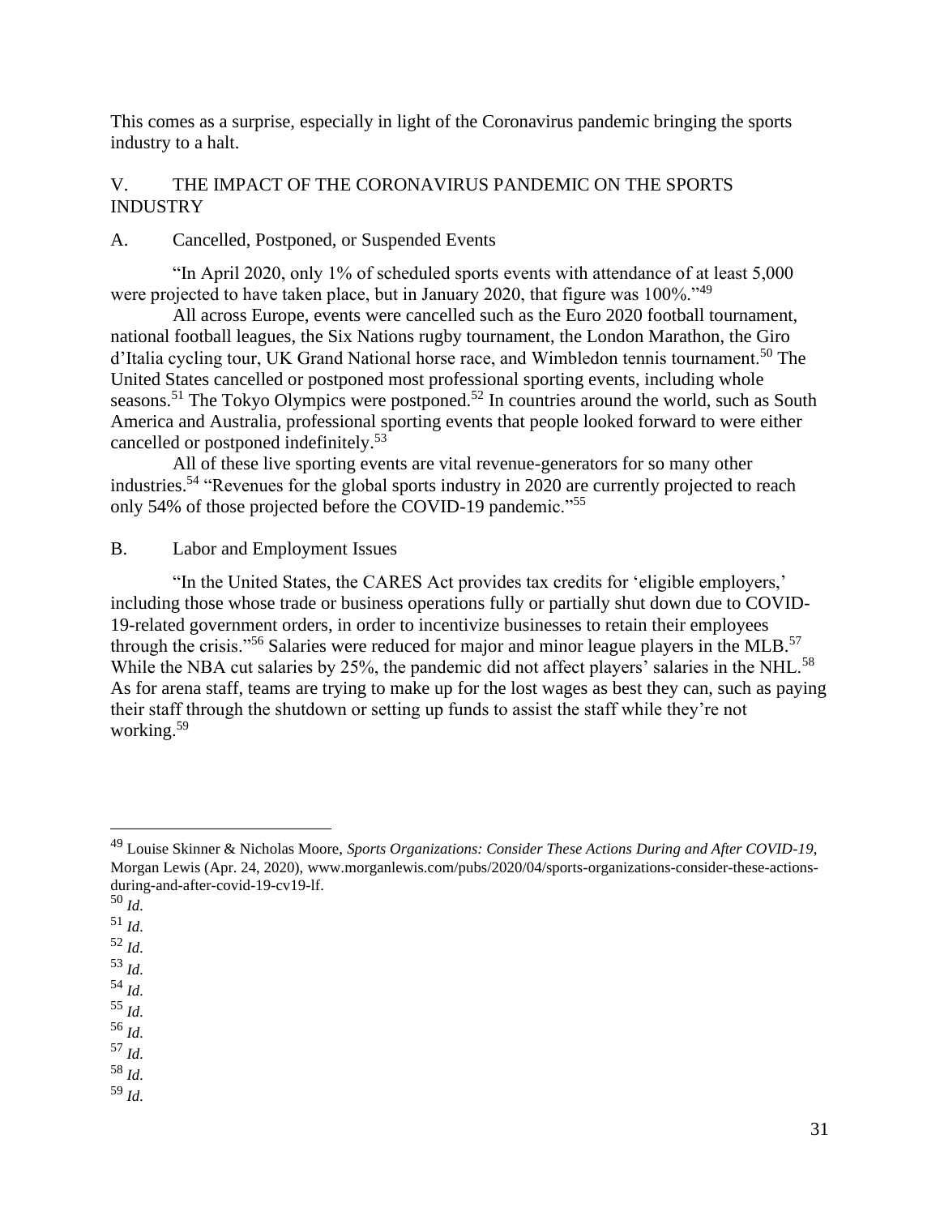This comes as a surprise, especially in light of the Coronavirus pandemic bringing the sports industry to a halt.

## V. THE IMPACT OF THE CORONAVIRUS PANDEMIC ON THE SPORTS INDUSTRY

### A. Cancelled, Postponed, or Suspended Events

"In April 2020, only 1% of scheduled sports events with attendance of at least 5,000 were projected to have taken place, but in January 2020, that figure was 100%."[49]

All across Europe, events were cancelled such as the Euro 2020 football tournament, national football leagues, the Six Nations rugby tournament, the London Marathon, the Giro d'Italia cycling tour, UK Grand National horse race, and Wimbledon tennis tournament.[50] The United States cancelled or postponed most professional sporting events, including whole seasons.[51] The Tokyo Olympics were postponed.[52] In countries around the world, such as South America and Australia, professional sporting events that people looked forward to were either cancelled or postponed indefinitely.[53]

All of these live sporting events are vital revenue-generators for so many other industries.[54] "Revenues for the global sports industry in 2020 are currently projected to reach only 54% of those projected before the COVID-19 pandemic."[55]

### B. Labor and Employment Issues

"In the United States, the CARES Act provides tax credits for 'eligible employers,' including those whose trade or business operations fully or partially shut down due to COVID-19-related government orders, in order to incentivize businesses to retain their employees through the crisis."[56] Salaries were reduced for major and minor league players in the MLB.[57] While the NBA cut salaries by 25%, the pandemic did not affect players' salaries in the NHL.[58] As for arena staff, teams are trying to make up for the lost wages as best they can, such as paying their staff through the shutdown or setting up funds to assist the staff while they're not working.[59]

---

[49] Louise Skinner & Nicholas Moore, *Sports Organizations: Consider These Actions During and After COVID-19*, Morgan Lewis (Apr. 24, 2020), www.morganlewis.com/pubs/2020/04/sports-organizations-consider-these-actions-during-and-after-covid-19-cv19-lf.

[50] *Id.*

[51] *Id.*

[52] *Id.*

[53] *Id.*

[54] *Id.*

[55] *Id.*

[56] *Id.*

[57] *Id.*

[58] *Id.*

[59] *Id.*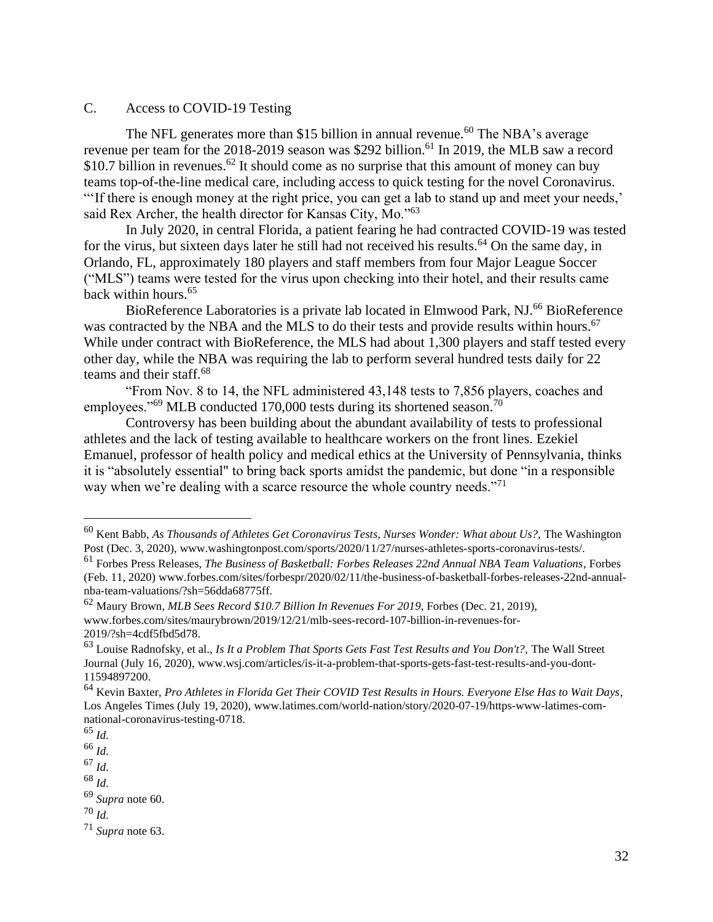## C. Access to COVID-19 Testing

The NFL generates more than $15 billion in annual revenue.[60] The NBA's average revenue per team for the 2018-2019 season was $292 billion.[61] In 2019, the MLB saw a record $10.7 billion in revenues.[62] It should come as no surprise that this amount of money can buy teams top-of-the-line medical care, including access to quick testing for the novel Coronavirus. "'If there is enough money at the right price, you can get a lab to stand up and meet your needs,' said Rex Archer, the health director for Kansas City, Mo."[63]

In July 2020, in central Florida, a patient fearing he had contracted COVID-19 was tested for the virus, but sixteen days later he still had not received his results.[64] On the same day, in Orlando, FL, approximately 180 players and staff members from four Major League Soccer ("MLS") teams were tested for the virus upon checking into their hotel, and their results came back within hours.[65]

BioReference Laboratories is a private lab located in Elmwood Park, NJ.[66] BioReference was contracted by the NBA and the MLS to do their tests and provide results within hours.[67] While under contract with BioReference, the MLS had about 1,300 players and staff tested every other day, while the NBA was requiring the lab to perform several hundred tests daily for 22 teams and their staff.[68]

"From Nov. 8 to 14, the NFL administered 43,148 tests to 7,856 players, coaches and employees."[69] MLB conducted 170,000 tests during its shortened season.[70]

Controversy has been building about the abundant availability of tests to professional athletes and the lack of testing available to healthcare workers on the front lines. Ezekiel Emanuel, professor of health policy and medical ethics at the University of Pennsylvania, thinks it is "absolutely essential" to bring back sports amidst the pandemic, but done "in a responsible way when we're dealing with a scarce resource the whole country needs."[71]

---

[60] Kent Babb, *As Thousands of Athletes Get Coronavirus Tests, Nurses Wonder: What about Us?*, The Washington Post (Dec. 3, 2020), www.washingtonpost.com/sports/2020/11/27/nurses-athletes-sports-coronavirus-tests/.

[61] Forbes Press Releases, *The Business of Basketball: Forbes Releases 22nd Annual NBA Team Valuations*, Forbes (Feb. 11, 2020) www.forbes.com/sites/forbespr/2020/02/11/the-business-of-basketball-forbes-releases-22nd-annual-nba-team-valuations/?sh=56dda68775ff.

[62] Maury Brown, *MLB Sees Record $10.7 Billion In Revenues For 2019*, Forbes (Dec. 21, 2019), www.forbes.com/sites/maurybrown/2019/12/21/mlb-sees-record-107-billion-in-revenues-for-2019/?sh=4cdf5fbd5d78.

[63] Louise Radnofsky, et al., *Is It a Problem That Sports Gets Fast Test Results and You Don't?*, The Wall Street Journal (July 16, 2020), www.wsj.com/articles/is-it-a-problem-that-sports-gets-fast-test-results-and-you-dont-11594897200.

[64] Kevin Baxter, *Pro Athletes in Florida Get Their COVID Test Results in Hours. Everyone Else Has to Wait Days*, Los Angeles Times (July 19, 2020), www.latimes.com/world-nation/story/2020-07-19/https-www-latimes-com-national-coronavirus-testing-0718.

[65] *Id.*

[66] *Id.*

[67] *Id.*

[68] *Id.*

[69] *Supra* note 60.

[70] *Id.*

[71] *Supra* note 63.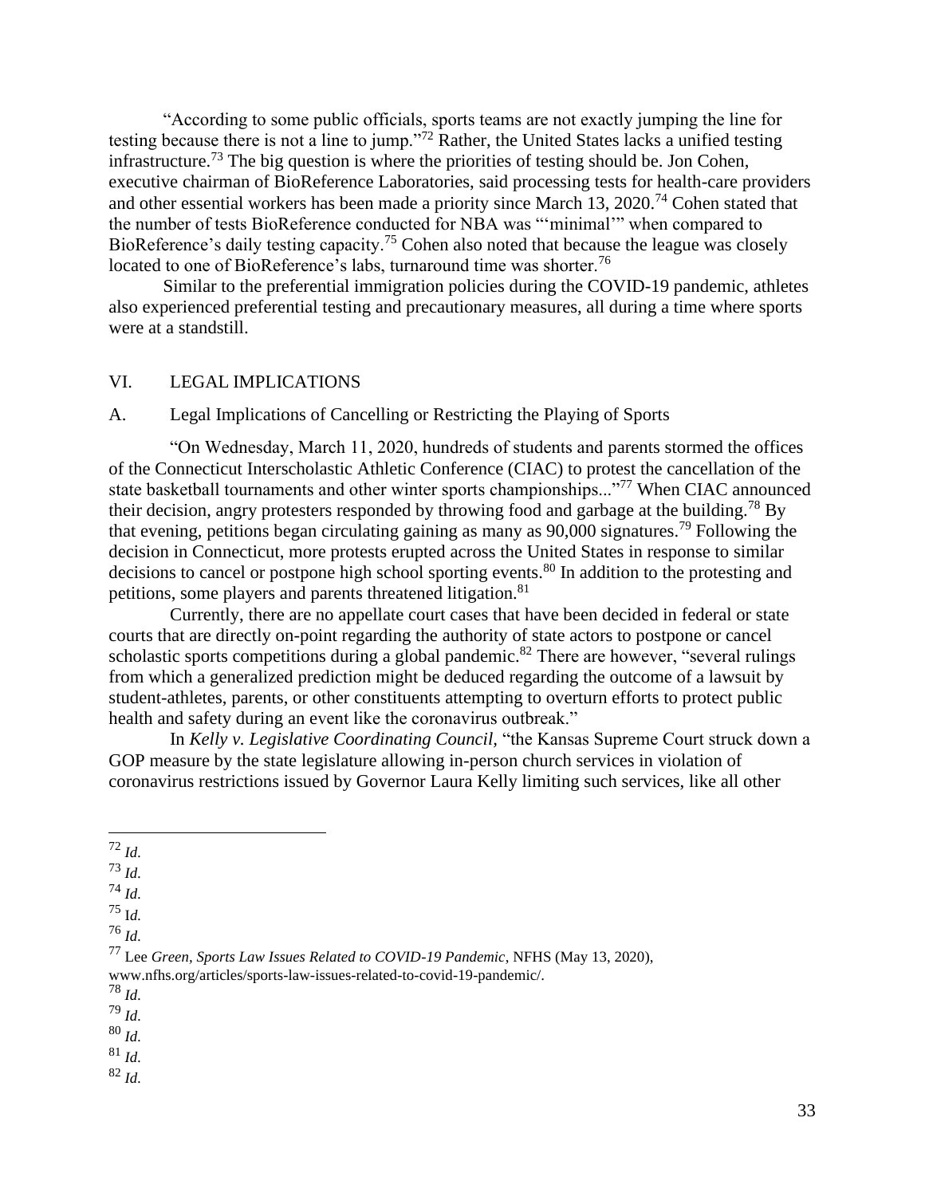"According to some public officials, sports teams are not exactly jumping the line for testing because there is not a line to jump."[72] Rather, the United States lacks a unified testing infrastructure.[73] The big question is where the priorities of testing should be. Jon Cohen, executive chairman of BioReference Laboratories, said processing tests for health-care providers and other essential workers has been made a priority since March 13, 2020.[74] Cohen stated that the number of tests BioReference conducted for NBA was "'minimal'" when compared to BioReference's daily testing capacity.[75] Cohen also noted that because the league was closely located to one of BioReference's labs, turnaround time was shorter.[76]

Similar to the preferential immigration policies during the COVID-19 pandemic, athletes also experienced preferential testing and precautionary measures, all during a time where sports were at a standstill.

## VI. LEGAL IMPLICATIONS

### A. Legal Implications of Cancelling or Restricting the Playing of Sports

"On Wednesday, March 11, 2020, hundreds of students and parents stormed the offices of the Connecticut Interscholastic Athletic Conference (CIAC) to protest the cancellation of the state basketball tournaments and other winter sports championships..."[77] When CIAC announced their decision, angry protesters responded by throwing food and garbage at the building.[78] By that evening, petitions began circulating gaining as many as 90,000 signatures.[79] Following the decision in Connecticut, more protests erupted across the United States in response to similar decisions to cancel or postpone high school sporting events.[80] In addition to the protesting and petitions, some players and parents threatened litigation.[81]

Currently, there are no appellate court cases that have been decided in federal or state courts that are directly on-point regarding the authority of state actors to postpone or cancel scholastic sports competitions during a global pandemic.[82] There are however, "several rulings from which a generalized prediction might be deduced regarding the outcome of a lawsuit by student-athletes, parents, or other constituents attempting to overturn efforts to protect public health and safety during an event like the coronavirus outbreak."

In *Kelly v. Legislative Coordinating Council,* "the Kansas Supreme Court struck down a GOP measure by the state legislature allowing in-person church services in violation of coronavirus restrictions issued by Governor Laura Kelly limiting such services, like all other

---

[72] *Id.*

[73] *Id.*

[74] *Id.*

[75] I*d.*

[76] *Id.*

[77] Lee *Green, Sports Law Issues Related to COVID-19 Pandemic*, NFHS (May 13, 2020), www.nfhs.org/articles/sports-law-issues-related-to-covid-19-pandemic/.

[78] *Id.*

[79] *Id.*

[80] *Id.*

[81] *Id.*

[82] *Id.*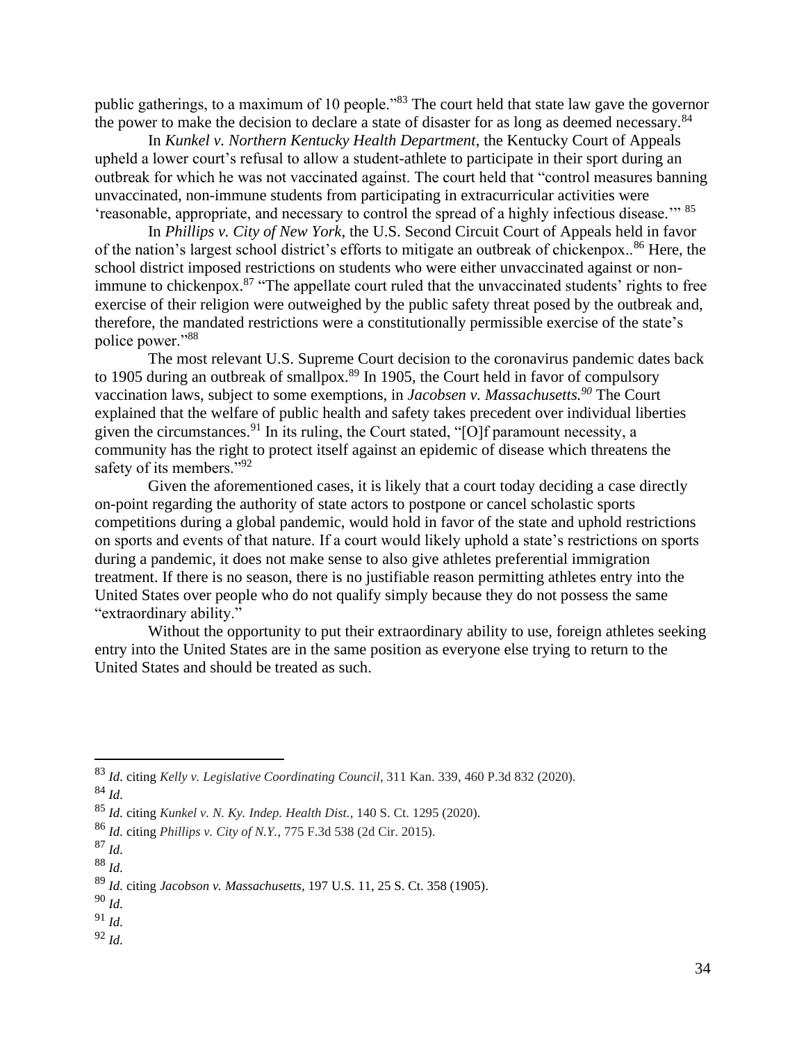public gatherings, to a maximum of 10 people."[83] The court held that state law gave the governor the power to make the decision to declare a state of disaster for as long as deemed necessary.[84]

In *Kunkel v. Northern Kentucky Health Department*, the Kentucky Court of Appeals upheld a lower court's refusal to allow a student-athlete to participate in their sport during an outbreak for which he was not vaccinated against. The court held that "control measures banning unvaccinated, non-immune students from participating in extracurricular activities were 'reasonable, appropriate, and necessary to control the spread of a highly infectious disease.'" [85]

In *Phillips v. City of New York*, the U.S. Second Circuit Court of Appeals held in favor of the nation's largest school district's efforts to mitigate an outbreak of chickenpox..[86] Here, the school district imposed restrictions on students who were either unvaccinated against or non-immune to chickenpox.[87] "The appellate court ruled that the unvaccinated students' rights to free exercise of their religion were outweighed by the public safety threat posed by the outbreak and, therefore, the mandated restrictions were a constitutionally permissible exercise of the state's police power."[88]

The most relevant U.S. Supreme Court decision to the coronavirus pandemic dates back to 1905 during an outbreak of smallpox.[89] In 1905, the Court held in favor of compulsory vaccination laws, subject to some exemptions, in *Jacobsen v. Massachusetts.*[90] The Court explained that the welfare of public health and safety takes precedent over individual liberties given the circumstances.[91] In its ruling, the Court stated, "[O]f paramount necessity, a community has the right to protect itself against an epidemic of disease which threatens the safety of its members."[92]

Given the aforementioned cases, it is likely that a court today deciding a case directly on-point regarding the authority of state actors to postpone or cancel scholastic sports competitions during a global pandemic, would hold in favor of the state and uphold restrictions on sports and events of that nature. If a court would likely uphold a state's restrictions on sports during a pandemic, it does not make sense to also give athletes preferential immigration treatment. If there is no season, there is no justifiable reason permitting athletes entry into the United States over people who do not qualify simply because they do not possess the same "extraordinary ability."

Without the opportunity to put their extraordinary ability to use, foreign athletes seeking entry into the United States are in the same position as everyone else trying to return to the United States and should be treated as such.

---

[83] *Id.* citing *Kelly v. Legislative Coordinating Council*, 311 Kan. 339, 460 P.3d 832 (2020).

[84] *Id.*

[85] *Id.* citing *Kunkel v. N. Ky. Indep. Health Dist.*, 140 S. Ct. 1295 (2020).

[86] *Id.* citing *Phillips v. City of N.Y.*, 775 F.3d 538 (2d Cir. 2015).

[87] *Id.*

[88] *Id.*

[89] *Id.* citing *Jacobson v. Massachusetts*, 197 U.S. 11, 25 S. Ct. 358 (1905).

[90] *Id.*

[91] *Id.*

[92] *Id.*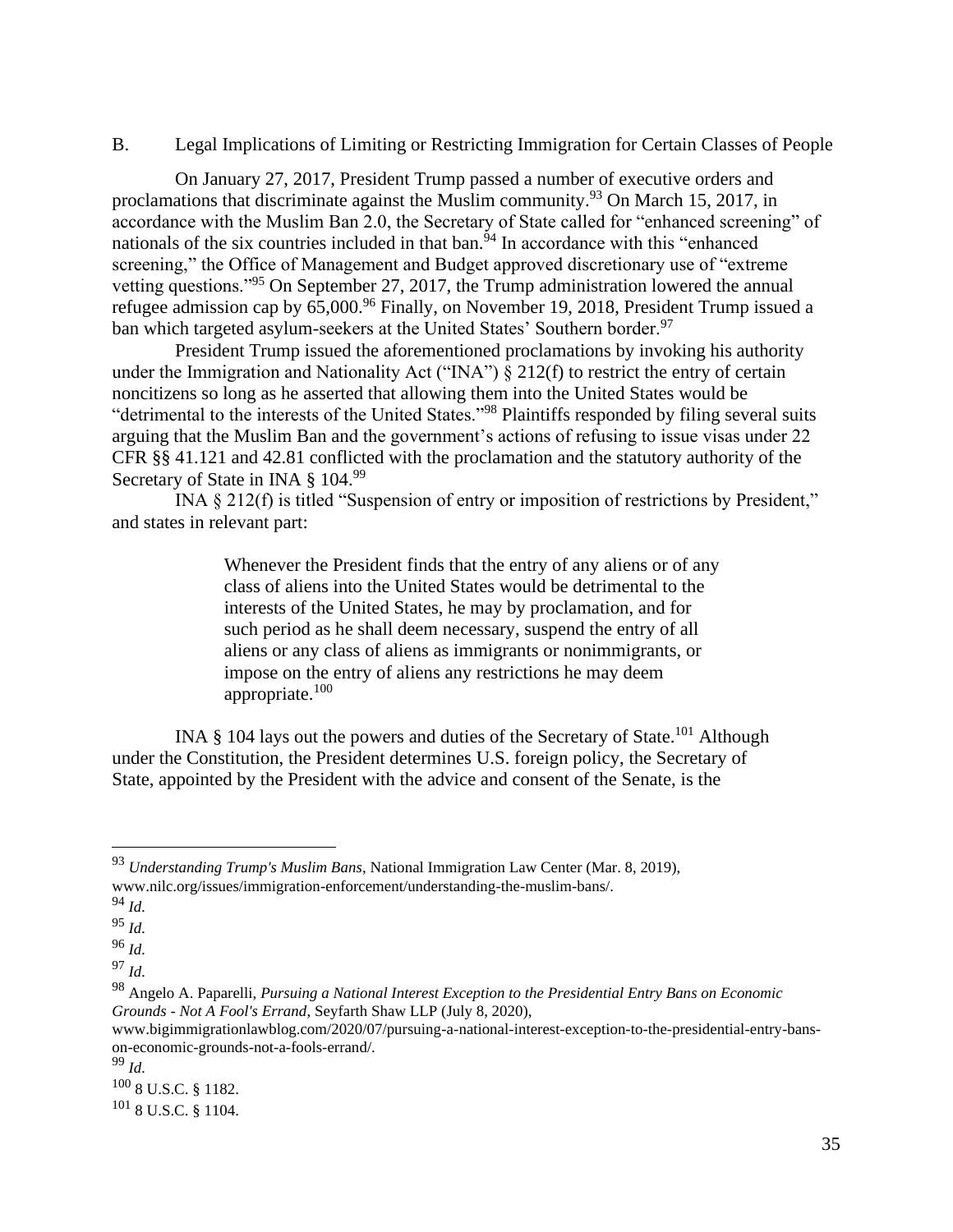### B. Legal Implications of Limiting or Restricting Immigration for Certain Classes of People

On January 27, 2017, President Trump passed a number of executive orders and proclamations that discriminate against the Muslim community.[93] On March 15, 2017, in accordance with the Muslim Ban 2.0, the Secretary of State called for "enhanced screening" of nationals of the six countries included in that ban.[94] In accordance with this "enhanced screening," the Office of Management and Budget approved discretionary use of "extreme vetting questions."[95] On September 27, 2017, the Trump administration lowered the annual refugee admission cap by 65,000.[96] Finally, on November 19, 2018, President Trump issued a ban which targeted asylum-seekers at the United States' Southern border.[97]

President Trump issued the aforementioned proclamations by invoking his authority under the Immigration and Nationality Act ("INA") § 212(f) to restrict the entry of certain noncitizens so long as he asserted that allowing them into the United States would be "detrimental to the interests of the United States."[98] Plaintiffs responded by filing several suits arguing that the Muslim Ban and the government's actions of refusing to issue visas under 22 CFR §§ 41.121 and 42.81 conflicted with the proclamation and the statutory authority of the Secretary of State in INA § 104.[99]

INA § 212(f) is titled "Suspension of entry or imposition of restrictions by President," and states in relevant part:

> Whenever the President finds that the entry of any aliens or of any class of aliens into the United States would be detrimental to the interests of the United States, he may by proclamation, and for such period as he shall deem necessary, suspend the entry of all aliens or any class of aliens as immigrants or nonimmigrants, or impose on the entry of aliens any restrictions he may deem appropriate.[100]

INA § 104 lays out the powers and duties of the Secretary of State.[101] Although under the Constitution, the President determines U.S. foreign policy, the Secretary of State, appointed by the President with the advice and consent of the Senate, is the

---

[93] *Understanding Trump's Muslim Bans*, National Immigration Law Center (Mar. 8, 2019), www.nilc.org/issues/immigration-enforcement/understanding-the-muslim-bans/.

[94] *Id.*

[95] *Id.*

[96] *Id.*

[97] *Id.*

[98] Angelo A. Paparelli, *Pursuing a National Interest Exception to the Presidential Entry Bans on Economic Grounds - Not A Fool's Errand*, Seyfarth Shaw LLP (July 8, 2020), www.bigimmigrationlawblog.com/2020/07/pursuing-a-national-interest-exception-to-the-presidential-entry-bans-on-economic-grounds-not-a-fools-errand/.

[99] *Id.*

[100] 8 U.S.C. § 1182.

[101] 8 U.S.C. § 1104.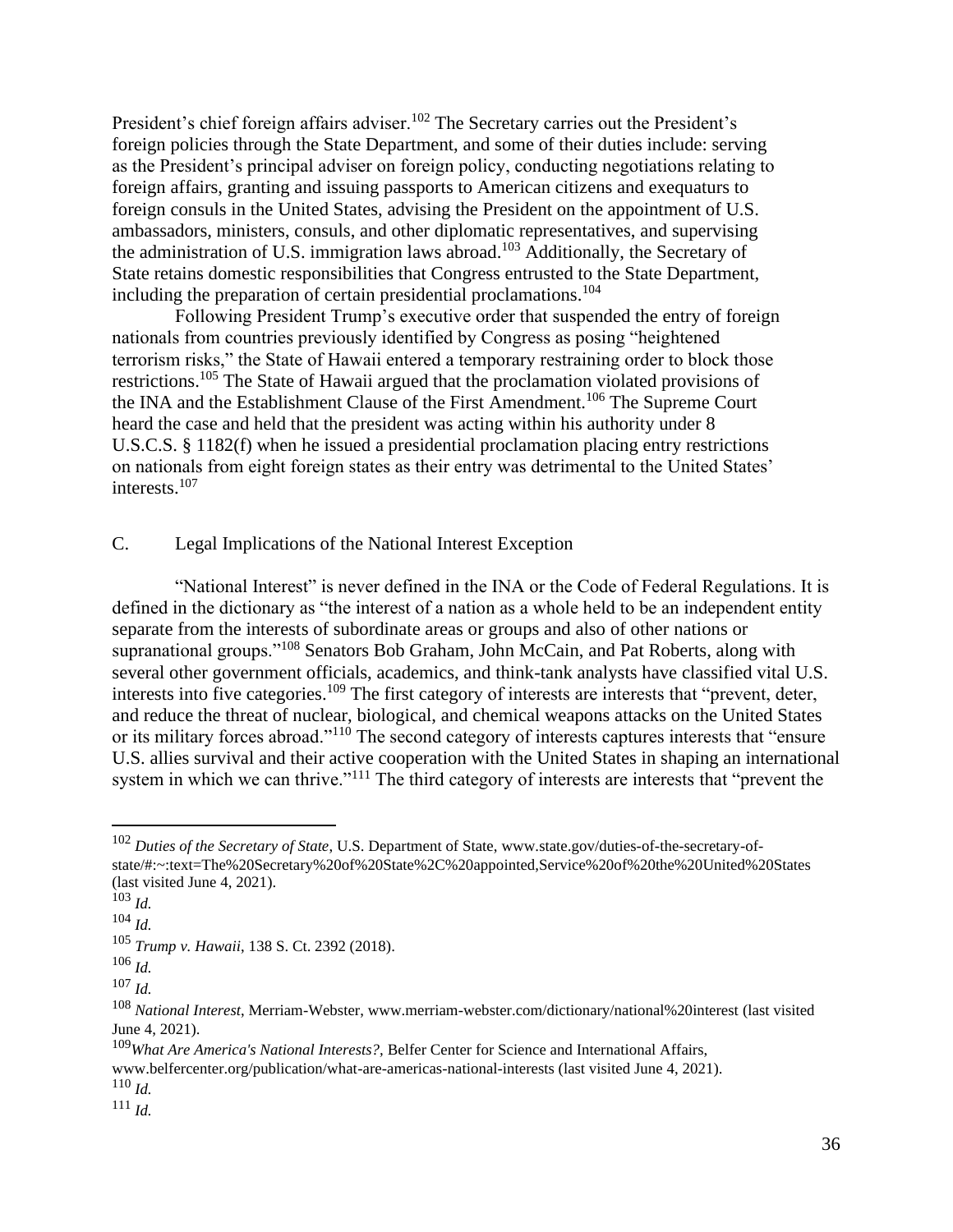President's chief foreign affairs adviser.[102] The Secretary carries out the President's foreign policies through the State Department, and some of their duties include: serving as the President's principal adviser on foreign policy, conducting negotiations relating to foreign affairs, granting and issuing passports to American citizens and exequaturs to foreign consuls in the United States, advising the President on the appointment of U.S. ambassadors, ministers, consuls, and other diplomatic representatives, and supervising the administration of U.S. immigration laws abroad.[103] Additionally, the Secretary of State retains domestic responsibilities that Congress entrusted to the State Department, including the preparation of certain presidential proclamations.[104]

Following President Trump's executive order that suspended the entry of foreign nationals from countries previously identified by Congress as posing "heightened terrorism risks," the State of Hawaii entered a temporary restraining order to block those restrictions.[105] The State of Hawaii argued that the proclamation violated provisions of the INA and the Establishment Clause of the First Amendment.[106] The Supreme Court heard the case and held that the president was acting within his authority under 8 U.S.C.S. § 1182(f) when he issued a presidential proclamation placing entry restrictions on nationals from eight foreign states as their entry was detrimental to the United States' interests.[107]

## C. Legal Implications of the National Interest Exception

"National Interest" is never defined in the INA or the Code of Federal Regulations. It is defined in the dictionary as "the interest of a nation as a whole held to be an independent entity separate from the interests of subordinate areas or groups and also of other nations or supranational groups."[108] Senators Bob Graham, John McCain, and Pat Roberts, along with several other government officials, academics, and think-tank analysts have classified vital U.S. interests into five categories.[109] The first category of interests are interests that "prevent, deter, and reduce the threat of nuclear, biological, and chemical weapons attacks on the United States or its military forces abroad."[110] The second category of interests captures interests that "ensure U.S. allies survival and their active cooperation with the United States in shaping an international system in which we can thrive."[111] The third category of interests are interests that "prevent the

---

[102] *Duties of the Secretary of State*, U.S. Department of State, www.state.gov/duties-of-the-secretary-of-state/#:~:text=The%20Secretary%20of%20State%2C%20appointed,Service%20of%20the%20United%20States (last visited June 4, 2021).

[103] *Id.*

[104] *Id.*

[105] *Trump v. Hawaii*, 138 S. Ct. 2392 (2018).

[106] *Id.*

[107] *Id.*

[108] *National Interest*, Merriam-Webster, www.merriam-webster.com/dictionary/national%20interest (last visited June 4, 2021).

[109] *What Are America's National Interests?*, Belfer Center for Science and International Affairs, www.belfercenter.org/publication/what-are-americas-national-interests (last visited June 4, 2021).

[110] *Id.*

[111] *Id.*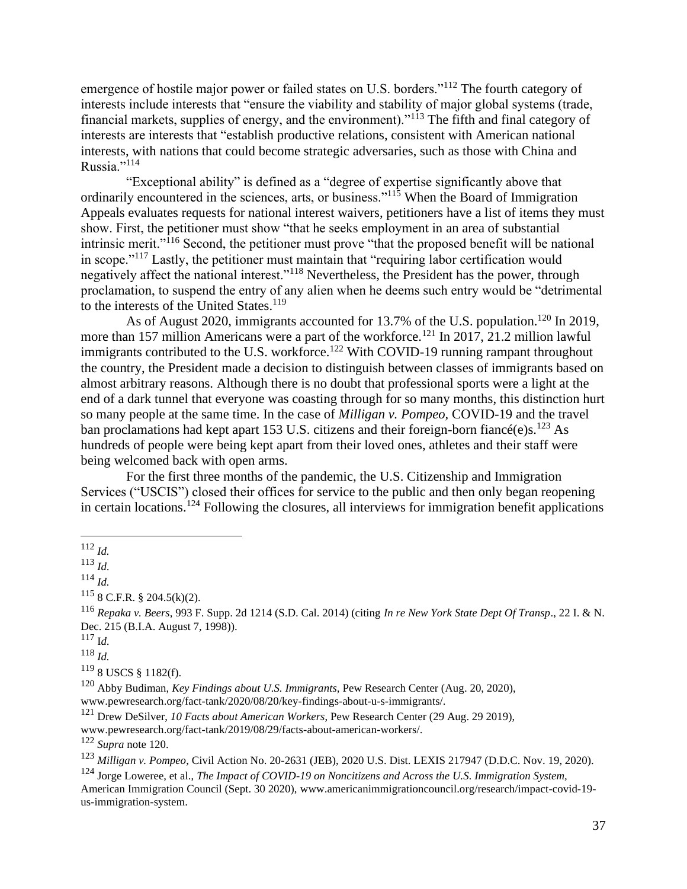emergence of hostile major power or failed states on U.S. borders."[112] The fourth category of interests include interests that "ensure the viability and stability of major global systems (trade, financial markets, supplies of energy, and the environment)."[113] The fifth and final category of interests are interests that "establish productive relations, consistent with American interests, with nations that could become strategic adversaries, such as those with China and Russia."[114]

"Exceptional ability" is defined as a "degree of expertise significantly above that ordinarily encountered in the sciences, arts, or business."[115] When the Board of Immigration Appeals evaluates requests for national interest waivers, petitioners have a list of items they must show. First, the petitioner must show "that he seeks employment in an area of substantial intrinsic merit."[116] Second, the petitioner must prove "that the proposed benefit will be national in scope."[117] Lastly, the petitioner must maintain that "requiring labor certification would negatively affect the national interest."[118] Nevertheless, the President has the power, through proclamation, to suspend the entry of any alien when he deems such entry would be "detrimental to the interests of the United States.[119]

As of August 2020, immigrants accounted for 13.7% of the U.S. population.[120] In 2019, more than 157 million Americans were a part of the workforce.[121] In 2017, 21.2 million lawful immigrants contributed to the U.S. workforce.[122] With COVID-19 running rampant throughout the country, the President made a decision to distinguish between classes of immigrants based on almost arbitrary reasons. Although there is no doubt that professional sports were a light at the end of a dark tunnel that everyone was coasting through for so many months, this distinction hurt so many people at the same time. In the case of *Milligan v. Pompeo,* COVID-19 and the travel ban proclamations had kept apart 153 U.S. citizens and their foreign-born fiancé(e)s.[123] As hundreds of people were being kept apart from their loved ones, athletes and their staff were being welcomed back with open arms.

For the first three months of the pandemic, the U.S. Citizenship and Immigration Services ("USCIS") closed their offices for service to the public and then only began reopening in certain locations.[124] Following the closures, all interviews for immigration benefit applications

---

[112] *Id.*

[113] *Id.*

[114] *Id.*

[115] 8 C.F.R. § 204.5(k)(2).

[116] *Repaka v. Beers*, 993 F. Supp. 2d 1214 (S.D. Cal. 2014) (citing *In re New York State Dept Of Transp*., 22 I. & N. Dec. 215 (B.I.A. August 7, 1998)).

[117] I*d.*

[118] *Id.*

[119] 8 USCS § 1182(f).

[120] Abby Budiman, *Key Findings about U.S. Immigrants,* Pew Research Center (Aug. 20, 2020), www.pewresearch.org/fact-tank/2020/08/20/key-findings-about-u-s-immigrants/.

[121] Drew DeSilver, *10 Facts about American Workers*, Pew Research Center (29 Aug. 29 2019), www.pewresearch.org/fact-tank/2019/08/29/facts-about-american-workers/.

[122] *Supra* note 120.

[123] *Milligan v. Pompeo*, Civil Action No. 20-2631 (JEB), 2020 U.S. Dist. LEXIS 217947 (D.D.C. Nov. 19, 2020).

[124] Jorge Loweree, et al., *The Impact of COVID-19 on Noncitizens and Across the U.S. Immigration System,* American Immigration Council (Sept. 30 2020), www.americanimmigrationcouncil.org/research/impact-covid-19-us-immigration-system.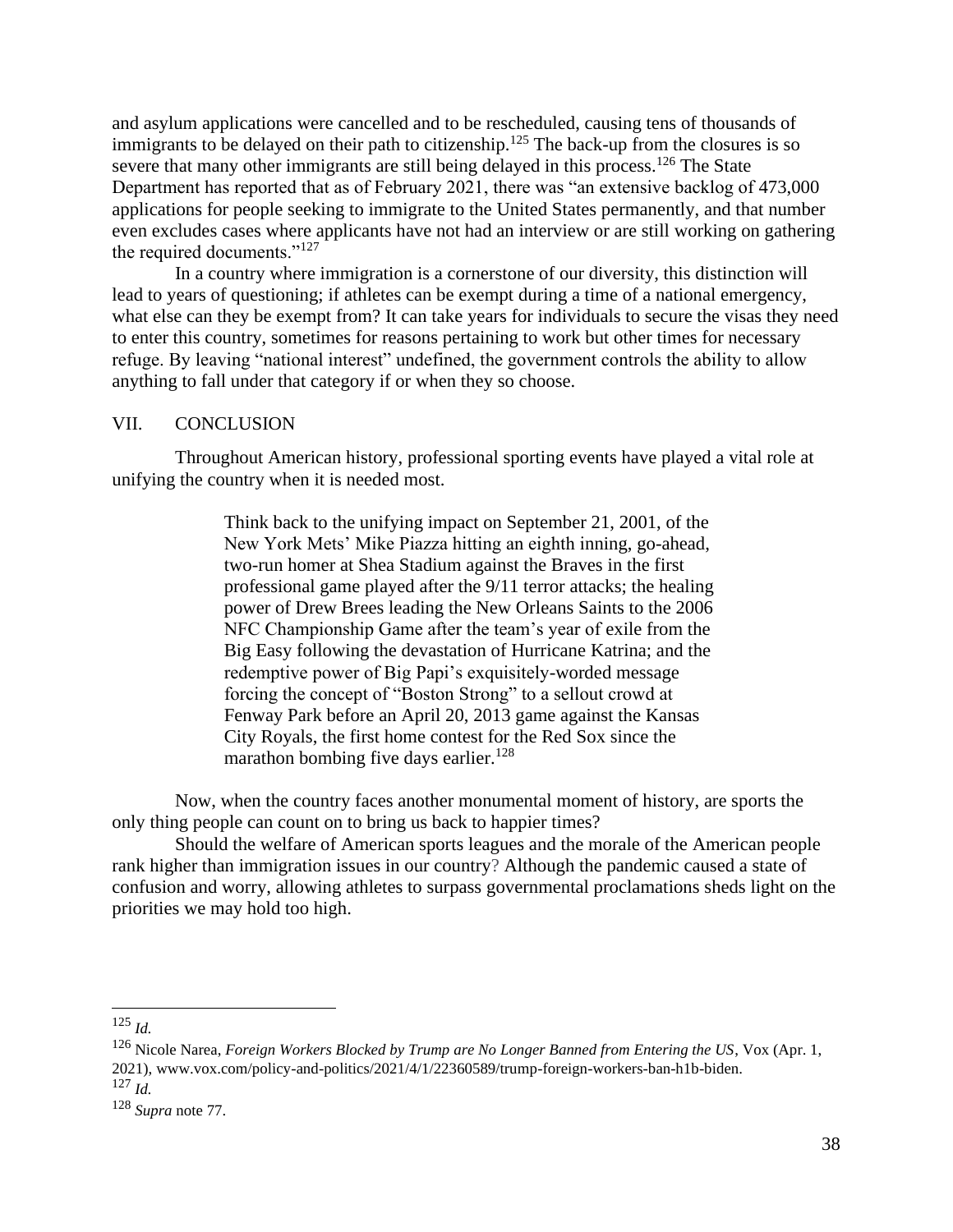and asylum applications were cancelled and to be rescheduled, causing tens of thousands of immigrants to be delayed on their path to citizenship.[125] The back-up from the closures is so severe that many other immigrants are still being delayed in this process.[126] The State Department has reported that as of February 2021, there was "an extensive backlog of 473,000 applications for people seeking to immigrate to the United States permanently, and that number even excludes cases where applicants have not had an interview or are still working on gathering the required documents."[127]

In a country where immigration is a cornerstone of our diversity, this distinction will lead to years of questioning; if athletes can be exempt during a time of a national emergency, what else can they be exempt from? It can take years for individuals to secure the visas they need to enter this country, sometimes for reasons pertaining to work but other times for necessary refuge. By leaving "national interest" undefined, the government controls the ability to allow anything to fall under that category if or when they so choose.

## VII. CONCLUSION

Throughout American history, professional sporting events have played a vital role at unifying the country when it is needed most.

> Think back to the unifying impact on September 21, 2001, of the New York Mets' Mike Piazza hitting an eighth inning, go-ahead, two-run homer at Shea Stadium against the Braves in the first professional game played after the 9/11 terror attacks; the healing power of Drew Brees leading the New Orleans Saints to the 2006 NFC Championship Game after the team's year of exile from the Big Easy following the devastation of Hurricane Katrina; and the redemptive power of Big Papi's exquisitely-worded message forcing the concept of "Boston Strong" to a sellout crowd at Fenway Park before an April 20, 2013 game against the Kansas City Royals, the first home contest for the Red Sox since the marathon bombing five days earlier.[128]

Now, when the country faces another monumental moment of history, are sports the only thing people can count on to bring us back to happier times?

Should the welfare of American sports leagues and the morale of the American people rank higher than immigration issues in our country? Although the pandemic caused a state of confusion and worry, allowing athletes to surpass governmental proclamations sheds light on the priorities we may hold too high.

---

[125] *Id.*

[126] Nicole Narea, *Foreign Workers Blocked by Trump are No Longer Banned from Entering the US*, Vox (Apr. 1, 2021), www.vox.com/policy-and-politics/2021/4/1/22360589/trump-foreign-workers-ban-h1b-biden.

[127] *Id.*

[128] *Supra* note 77.